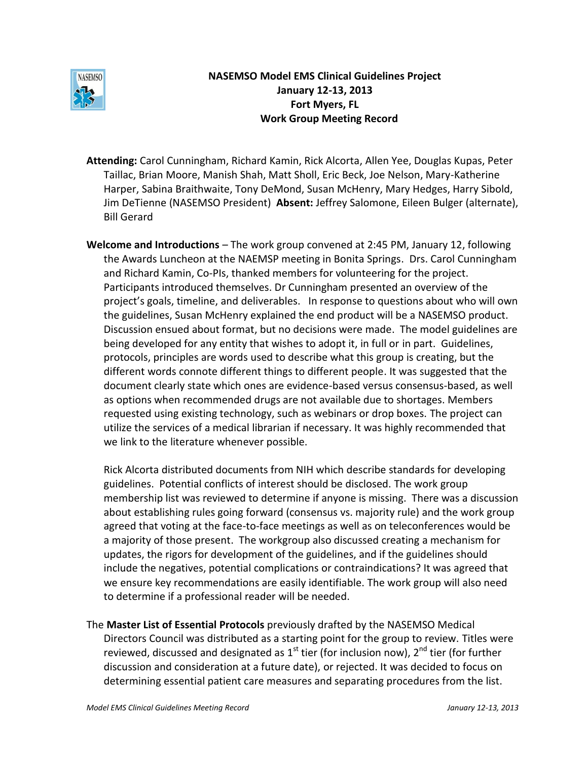# NASEMSO Model EMS Clinical Guidelines Project
## January 12-13, 2013
## Fort Myers, FL
## Work Group Meeting Record

**Attending:** Carol Cunningham, Richard Kamin, Rick Alcorta, Allen Yee, Douglas Kupas, Peter Taillac, Brian Moore, Manish Shah, Matt Sholl, Eric Beck, Joe Nelson, Mary-Katherine Harper, Sabina Braithwaite, Tony DeMond, Susan McHenry, Mary Hedges, Harry Sibold, Jim DeTienne (NASEMSO President) **Absent:** Jeffrey Salomone, Eileen Bulger (alternate), Bill Gerard

**Welcome and Introductions** – The work group convened at 2:45 PM, January 12, following the Awards Luncheon at the NAEMSP meeting in Bonita Springs. Drs. Carol Cunningham and Richard Kamin, Co-PIs, thanked members for volunteering for the project. Participants introduced themselves. Dr Cunningham presented an overview of the project's goals, timeline, and deliverables. In response to questions about who will own the guidelines, Susan McHenry explained the end product will be a NASEMSO product. Discussion ensued about format, but no decisions were made. The model guidelines are being developed for any entity that wishes to adopt it, in full or in part. Guidelines, protocols, principles are words used to describe what this group is creating, but the different words connote different things to different people. It was suggested that the document clearly state which ones are evidence-based versus consensus-based, as well as options when recommended drugs are not available due to shortages. Members requested using existing technology, such as webinars or drop boxes. The project can utilize the services of a medical librarian if necessary. It was highly recommended that we link to the literature whenever possible.

Rick Alcorta distributed documents from NIH which describe standards for developing guidelines. Potential conflicts of interest should be disclosed. The work group membership list was reviewed to determine if anyone is missing. There was a discussion about establishing rules going forward (consensus vs. majority rule) and the work group agreed that voting at the face-to-face meetings as well as on teleconferences would be a majority of those present. The workgroup also discussed creating a mechanism for updates, the rigors for development of the guidelines, and if the guidelines should include the negatives, potential complications or contraindications? It was agreed that we ensure key recommendations are easily identifiable. The work group will also need to determine if a professional reader will be needed.

The **Master List of Essential Protocols** previously drafted by the NASEMSO Medical Directors Council was distributed as a starting point for the group to review. Titles were reviewed, discussed and designated as 1st tier (for inclusion now), 2nd tier (for further discussion and consideration at a future date), or rejected. It was decided to focus on determining essential patient care measures and separating procedures from the list.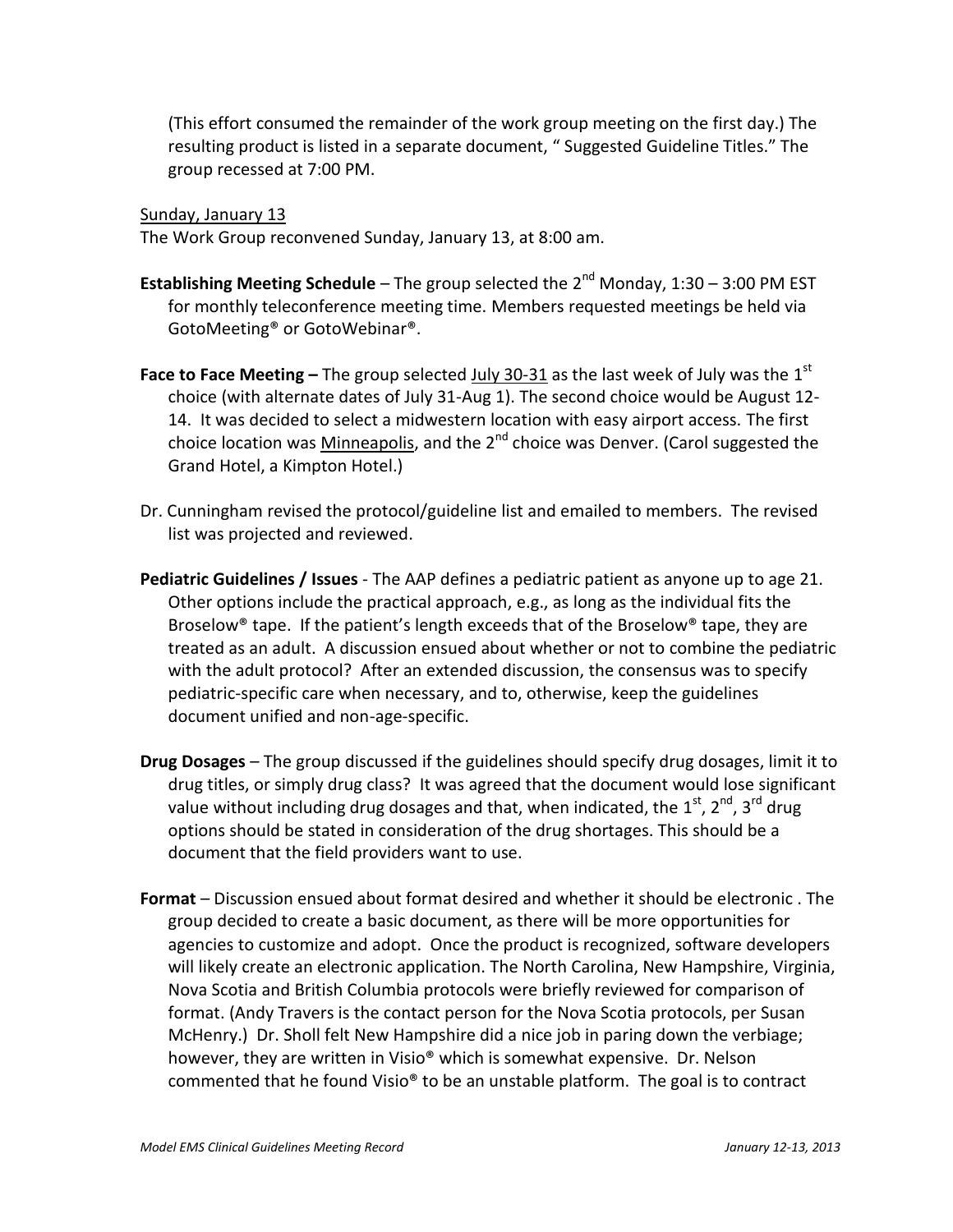(This effort consumed the remainder of the work group meeting on the first day.) The resulting product is listed in a separate document, " Suggested Guideline Titles." The group recessed at 7:00 PM.

<u>Sunday, January 13</u>

The Work Group reconvened Sunday, January 13, at 8:00 am.

**Establishing Meeting Schedule** – The group selected the 2nd Monday, 1:30 – 3:00 PM EST for monthly teleconference meeting time. Members requested meetings be held via GotoMeeting® or GotoWebinar®.

**Face to Face Meeting –** The group selected <u>July 30-31</u> as the last week of July was the 1st choice (with alternate dates of July 31-Aug 1). The second choice would be August 12-14. It was decided to select a midwestern location with easy airport access. The first choice location was <u>Minneapolis</u>, and the 2nd choice was Denver. (Carol suggested the Grand Hotel, a Kimpton Hotel.)

Dr. Cunningham revised the protocol/guideline list and emailed to members. The revised list was projected and reviewed.

**Pediatric Guidelines / Issues** - The AAP defines a pediatric patient as anyone up to age 21. Other options include the practical approach, e.g., as long as the individual fits the Broselow® tape. If the patient's length exceeds that of the Broselow® tape, they are treated as an adult. A discussion ensued about whether or not to combine the pediatric with the adult protocol? After an extended discussion, the consensus was to specify pediatric-specific care when necessary, and to, otherwise, keep the guidelines document unified and non-age-specific.

**Drug Dosages** – The group discussed if the guidelines should specify drug dosages, limit it to drug titles, or simply drug class? It was agreed that the document would lose significant value without including drug dosages and that, when indicated, the 1st, 2nd, 3rd drug options should be stated in consideration of the drug shortages. This should be a document that the field providers want to use.

**Format** – Discussion ensued about format desired and whether it should be electronic . The group decided to create a basic document, as there will be more opportunities for agencies to customize and adopt. Once the product is recognized, software developers will likely create an electronic application. The North Carolina, New Hampshire, Virginia, Nova Scotia and British Columbia protocols were briefly reviewed for comparison of format. (Andy Travers is the contact person for the Nova Scotia protocols, per Susan McHenry.) Dr. Sholl felt New Hampshire did a nice job in paring down the verbiage; however, they are written in Visio® which is somewhat expensive. Dr. Nelson commented that he found Visio® to be an unstable platform. The goal is to contract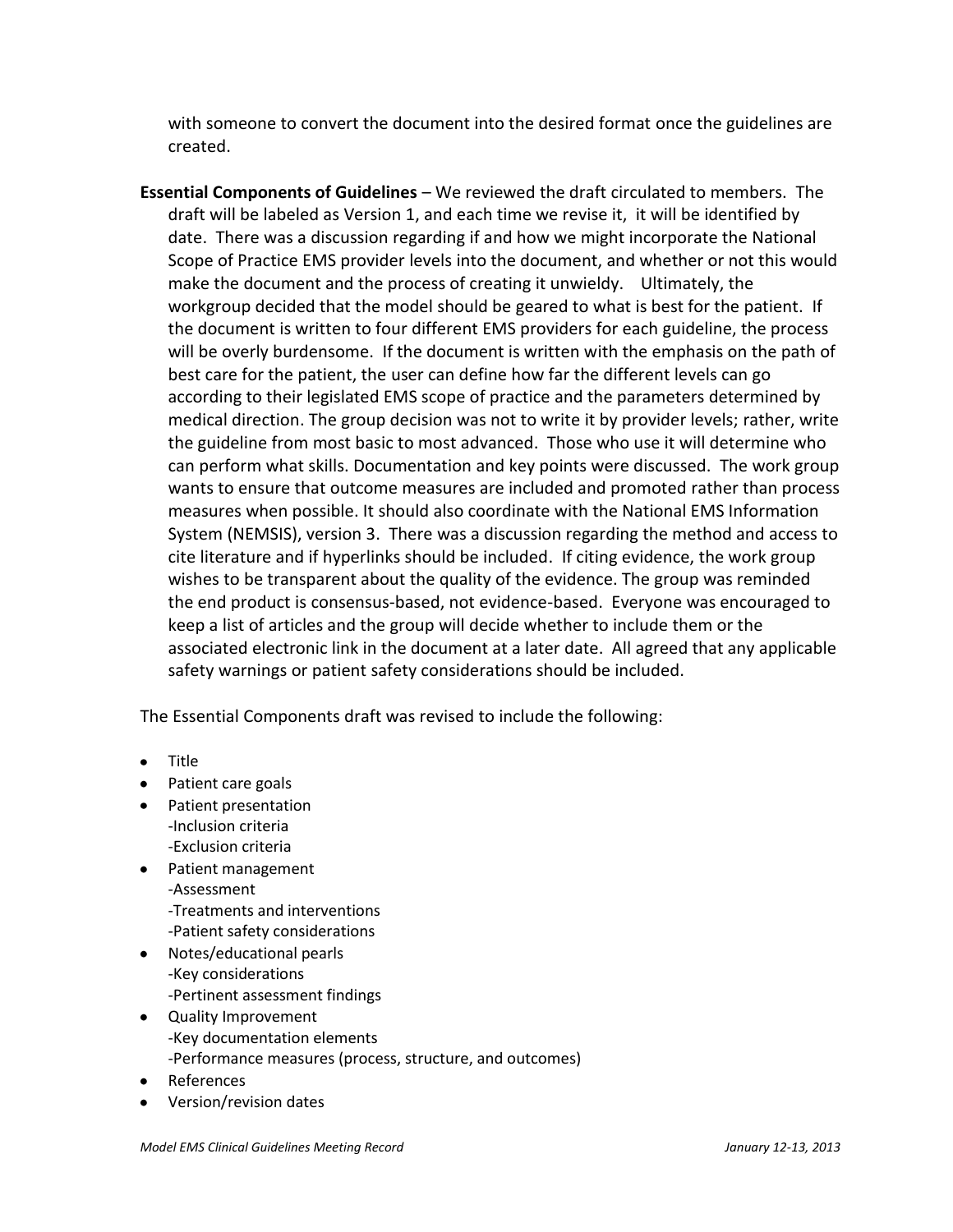with someone to convert the document into the desired format once the guidelines are created.

**Essential Components of Guidelines** – We reviewed the draft circulated to members. The draft will be labeled as Version 1, and each time we revise it, it will be identified by date. There was a discussion regarding if and how we might incorporate the National Scope of Practice EMS provider levels into the document, and whether or not this would make the document and the process of creating it unwieldy. Ultimately, the workgroup decided that the model should be geared to what is best for the patient. If the document is written to four different EMS providers for each guideline, the process will be overly burdensome. If the document is written with the emphasis on the path of best care for the patient, the user can define how far the different levels can go according to their legislated EMS scope of practice and the parameters determined by medical direction. The group decision was not to write it by provider levels; rather, write the guideline from most basic to most advanced. Those who use it will determine who can perform what skills. Documentation and key points were discussed. The work group wants to ensure that outcome measures are included and promoted rather than process measures when possible. It should also coordinate with the National EMS Information System (NEMSIS), version 3. There was a discussion regarding the method and access to cite literature and if hyperlinks should be included. If citing evidence, the work group wishes to be transparent about the quality of the evidence. The group was reminded the end product is consensus-based, not evidence-based. Everyone was encouraged to keep a list of articles and the group will decide whether to include them or the associated electronic link in the document at a later date. All agreed that any applicable safety warnings or patient safety considerations should be included.

The Essential Components draft was revised to include the following:

- Title
- Patient care goals
- Patient presentation
  - -Inclusion criteria
  - -Exclusion criteria
- Patient management
  - -Assessment
  - -Treatments and interventions
  - -Patient safety considerations
- Notes/educational pearls
  - -Key considerations
  - -Pertinent assessment findings
- Quality Improvement
  - -Key documentation elements
  - -Performance measures (process, structure, and outcomes)
- References
- Version/revision dates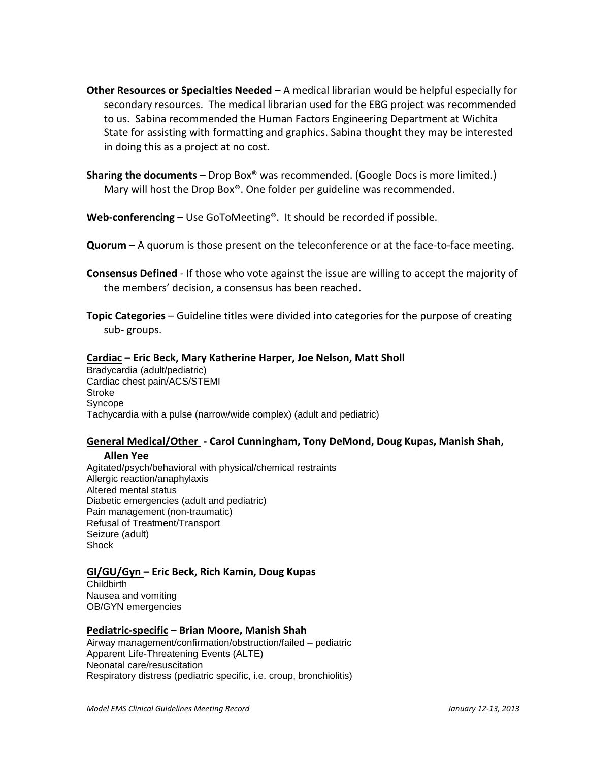**Other Resources or Specialties Needed** – A medical librarian would be helpful especially for secondary resources. The medical librarian used for the EBG project was recommended to us. Sabina recommended the Human Factors Engineering Department at Wichita State for assisting with formatting and graphics. Sabina thought they may be interested in doing this as a project at no cost.

**Sharing the documents** – Drop Box® was recommended. (Google Docs is more limited.) Mary will host the Drop Box®. One folder per guideline was recommended.

**Web-conferencing** – Use GoToMeeting®. It should be recorded if possible.

**Quorum** – A quorum is those present on the teleconference or at the face-to-face meeting.

**Consensus Defined** - If those who vote against the issue are willing to accept the majority of the members' decision, a consensus has been reached.

**Topic Categories** – Guideline titles were divided into categories for the purpose of creating sub- groups.

**<u>Cardiac</u> – Eric Beck, Mary Katherine Harper, Joe Nelson, Matt Sholl**

Bradycardia (adult/pediatric)
Cardiac chest pain/ACS/STEMI
Stroke
Syncope
Tachycardia with a pulse (narrow/wide complex) (adult and pediatric)

**<u>General Medical/Other</u> - Carol Cunningham, Tony DeMond, Doug Kupas, Manish Shah, Allen Yee**

Agitated/psych/behavioral with physical/chemical restraints
Allergic reaction/anaphylaxis
Altered mental status
Diabetic emergencies (adult and pediatric)
Pain management (non-traumatic)
Refusal of Treatment/Transport
Seizure (adult)
Shock

**<u>GI/GU/Gyn</u> – Eric Beck, Rich Kamin, Doug Kupas**

Childbirth
Nausea and vomiting
OB/GYN emergencies

**<u>Pediatric-specific</u> – Brian Moore, Manish Shah**

Airway management/confirmation/obstruction/failed – pediatric
Apparent Life-Threatening Events (ALTE)
Neonatal care/resuscitation
Respiratory distress (pediatric specific, i.e. croup, bronchiolitis)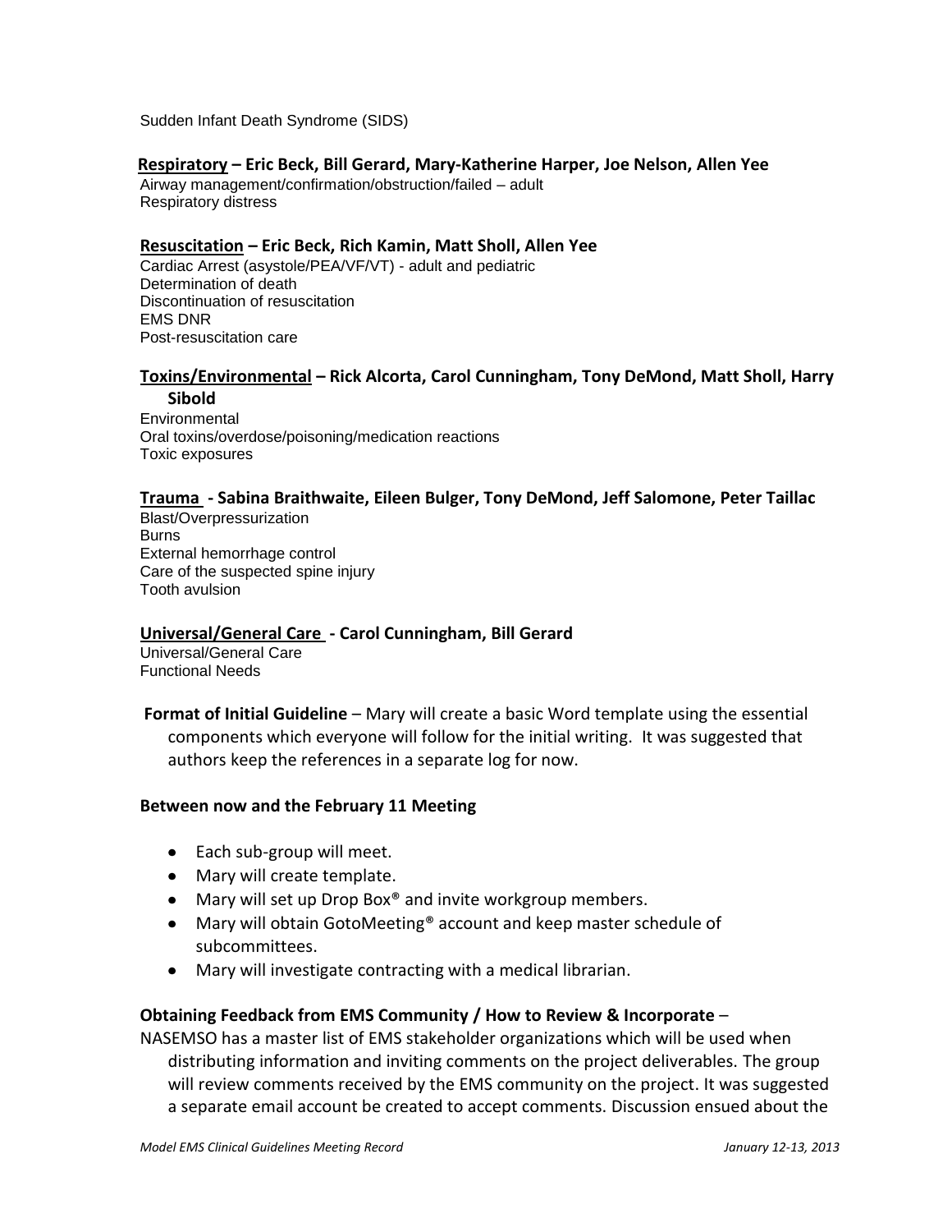Sudden Infant Death Syndrome (SIDS)

**Respiratory – Eric Beck, Bill Gerard, Mary-Katherine Harper, Joe Nelson, Allen Yee**

Airway management/confirmation/obstruction/failed – adult
Respiratory distress

**Resuscitation – Eric Beck, Rich Kamin, Matt Sholl, Allen Yee**

Cardiac Arrest (asystole/PEA/VF/VT) - adult and pediatric
Determination of death
Discontinuation of resuscitation
EMS DNR
Post-resuscitation care

**Toxins/Environmental – Rick Alcorta, Carol Cunningham, Tony DeMond, Matt Sholl, Harry Sibold**

Environmental
Oral toxins/overdose/poisoning/medication reactions
Toxic exposures

**Trauma - Sabina Braithwaite, Eileen Bulger, Tony DeMond, Jeff Salomone, Peter Taillac**

Blast/Overpressurization
Burns
External hemorrhage control
Care of the suspected spine injury
Tooth avulsion

**Universal/General Care - Carol Cunningham, Bill Gerard**

Universal/General Care
Functional Needs

**Format of Initial Guideline** – Mary will create a basic Word template using the essential components which everyone will follow for the initial writing. It was suggested that authors keep the references in a separate log for now.

**Between now and the February 11 Meeting**

- Each sub-group will meet.
- Mary will create template.
- Mary will set up Drop Box® and invite workgroup members.
- Mary will obtain GotoMeeting® account and keep master schedule of subcommittees.
- Mary will investigate contracting with a medical librarian.

**Obtaining Feedback from EMS Community / How to Review & Incorporate** –
NASEMSO has a master list of EMS stakeholder organizations which will be used when distributing information and inviting comments on the project deliverables. The group will review comments received by the EMS community on the project. It was suggested a separate email account be created to accept comments. Discussion ensued about the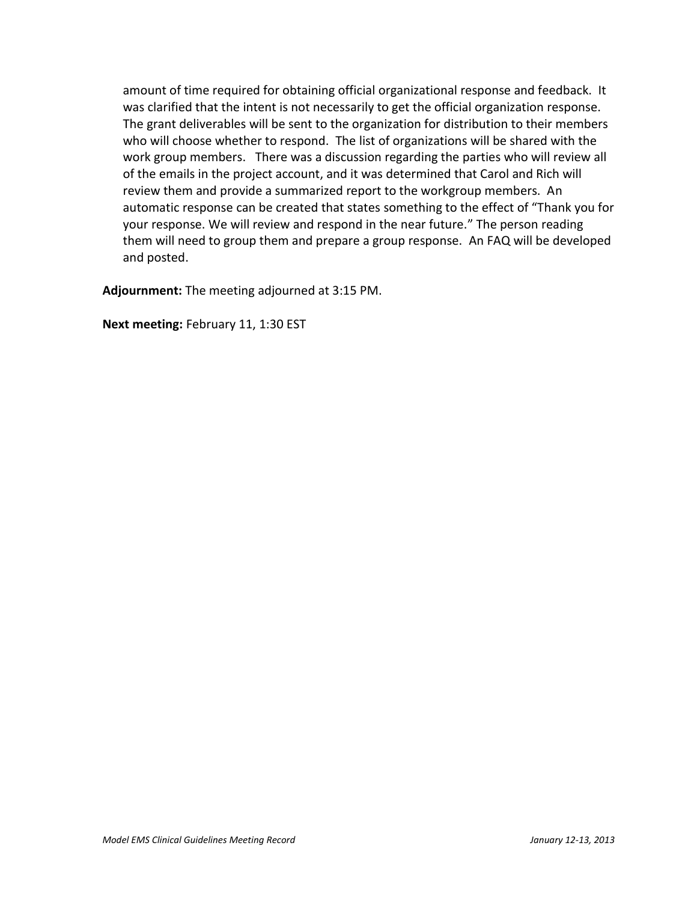amount of time required for obtaining official organizational response and feedback. It was clarified that the intent is not necessarily to get the official organization response. The grant deliverables will be sent to the organization for distribution to their members who will choose whether to respond. The list of organizations will be shared with the work group members. There was a discussion regarding the parties who will review all of the emails in the project account, and it was determined that Carol and Rich will review them and provide a summarized report to the workgroup members. An automatic response can be created that states something to the effect of "Thank you for your response. We will review and respond in the near future." The person reading them will need to group them and prepare a group response. An FAQ will be developed and posted.

**Adjournment:** The meeting adjourned at 3:15 PM.

**Next meeting:** February 11, 1:30 EST